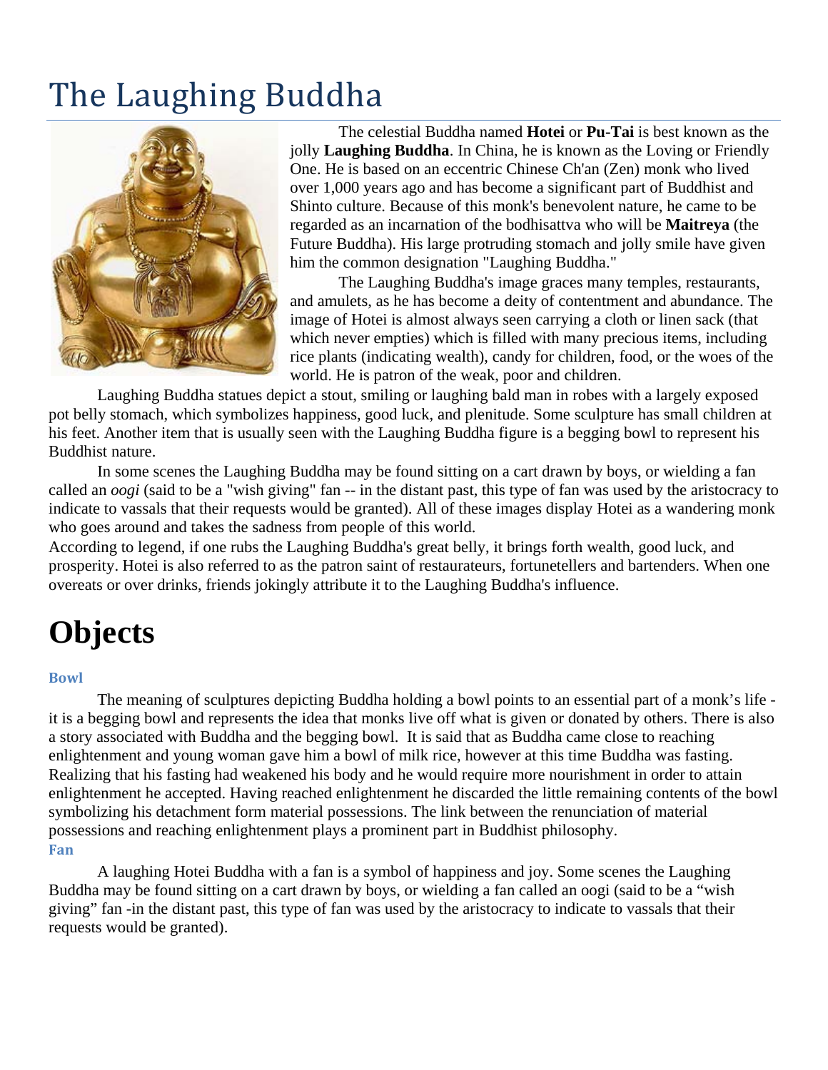# The Laughing Buddha

The celestial Buddha named **Hotei** or **Pu-Tai** is best known as the jolly **Laughing Buddha**. In China, he is known as the Loving or Friendly One. He is based on an eccentric Chinese Ch'an (Zen) monk who lived over 1,000 years ago and has become a significant part of Buddhist and Shinto culture. Because of this monk's benevolent nature, he came to be regarded as an incarnation of the bodhisattva who will be **Maitreya** (the Future Buddha). His large protruding stomach and jolly smile have given him the common designation "Laughing Buddha."

The Laughing Buddha's image graces many temples, restaurants, and amulets, as he has become a deity of contentment and abundance. The image of Hotei is almost always seen carrying a cloth or linen sack (that which never empties) which is filled with many precious items, including rice plants (indicating wealth), candy for children, food, or the woes of the world. He is patron of the weak, poor and children.

Laughing Buddha statues depict a stout, smiling or laughing bald man in robes with a largely exposed pot belly stomach, which symbolizes happiness, good luck, and plenitude. Some sculpture has small children at his feet. Another item that is usually seen with the Laughing Buddha figure is a begging bowl to represent his Buddhist nature.

In some scenes the Laughing Buddha may be found sitting on a cart drawn by boys, or wielding a fan called an *oogi* (said to be a "wish giving" fan -- in the distant past, this type of fan was used by the aristocracy to indicate to vassals that their requests would be granted). All of these images display Hotei as a wandering monk who goes around and takes the sadness from people of this world.

According to legend, if one rubs the Laughing Buddha's great belly, it brings forth wealth, good luck, and prosperity. Hotei is also referred to as the patron saint of restaurateurs, fortunetellers and bartenders. When one overeats or over drinks, friends jokingly attribute it to the Laughing Buddha's influence.

# Objects

### Bowl

The meaning of sculptures depicting Buddha holding a bowl points to an essential part of a monk's life - it is a begging bowl and represents the idea that monks live off what is given or donated by others. There is also a story associated with Buddha and the begging bowl. It is said that as Buddha came close to reaching enlightenment and young woman gave him a bowl of milk rice, however at this time Buddha was fasting. Realizing that his fasting had weakened his body and he would require more nourishment in order to attain enlightenment he accepted. Having reached enlightenment he discarded the little remaining contents of the bowl symbolizing his detachment form material possessions. The link between the renunciation of material possessions and reaching enlightenment plays a prominent part in Buddhist philosophy.

### Fan

A laughing Hotei Buddha with a fan is a symbol of happiness and joy. Some scenes the Laughing Buddha may be found sitting on a cart drawn by boys, or wielding a fan called an oogi (said to be a "wish giving" fan -in the distant past, this type of fan was used by the aristocracy to indicate to vassals that their requests would be granted).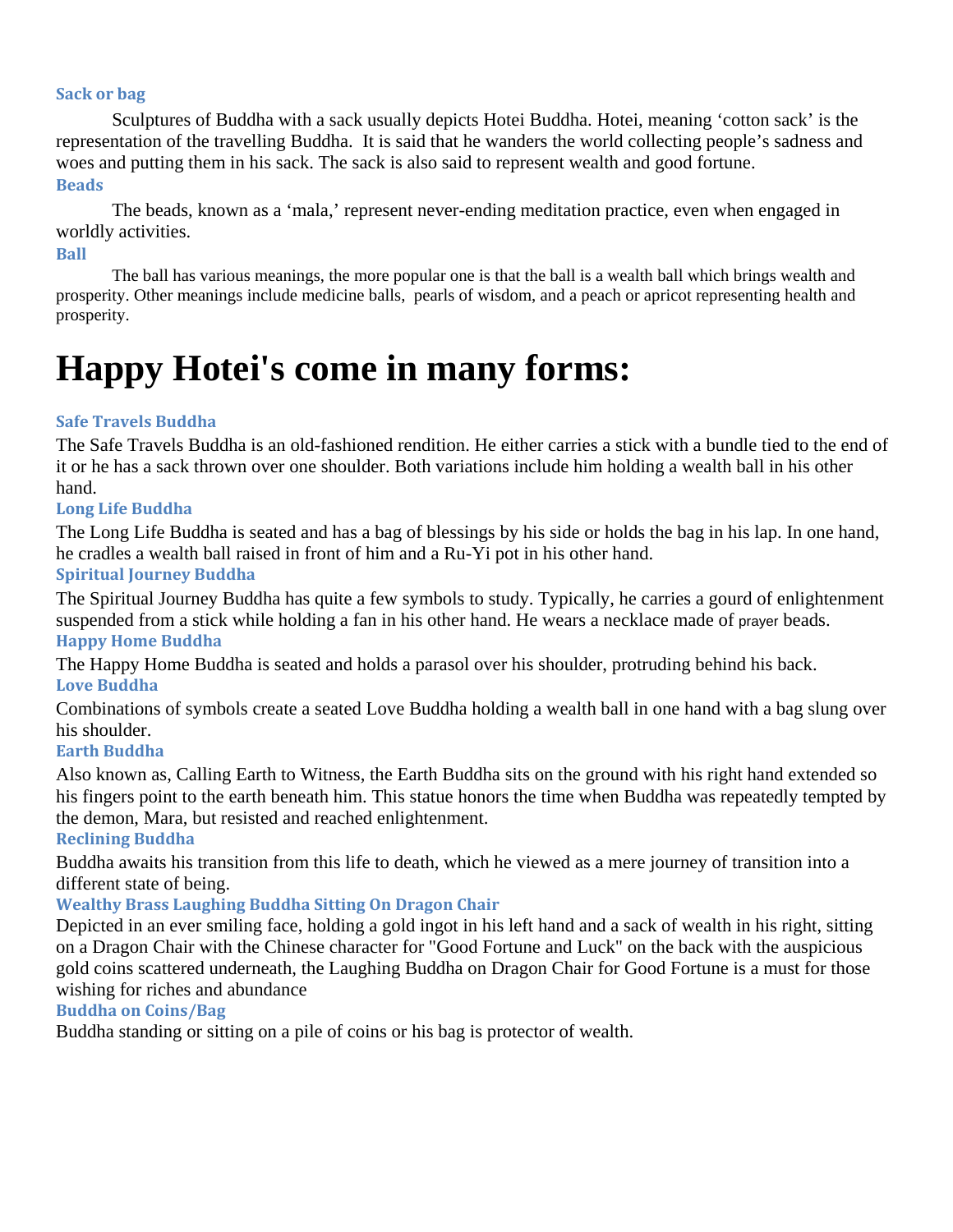### Sack or bag

Sculptures of Buddha with a sack usually depicts Hotei Buddha. Hotei, meaning 'cotton sack' is the representation of the travelling Buddha. It is said that he wanders the world collecting people's sadness and woes and putting them in his sack. The sack is also said to represent wealth and good fortune.

### Beads

The beads, known as a 'mala,' represent never-ending meditation practice, even when engaged in worldly activities.

### Ball

The ball has various meanings, the more popular one is that the ball is a wealth ball which brings wealth and prosperity. Other meanings include medicine balls, pearls of wisdom, and a peach or apricot representing health and prosperity.

# Happy Hotei's come in many forms:

### Safe Travels Buddha

The Safe Travels Buddha is an old-fashioned rendition. He either carries a stick with a bundle tied to the end of it or he has a sack thrown over one shoulder. Both variations include him holding a wealth ball in his other hand.

### Long Life Buddha

The Long Life Buddha is seated and has a bag of blessings by his side or holds the bag in his lap. In one hand, he cradles a wealth ball raised in front of him and a Ru-Yi pot in his other hand.

### Spiritual Journey Buddha

The Spiritual Journey Buddha has quite a few symbols to study. Typically, he carries a gourd of enlightenment suspended from a stick while holding a fan in his other hand. He wears a necklace made of prayer beads.

### Happy Home Buddha

The Happy Home Buddha is seated and holds a parasol over his shoulder, protruding behind his back.

### Love Buddha

Combinations of symbols create a seated Love Buddha holding a wealth ball in one hand with a bag slung over his shoulder.

### Earth Buddha

Also known as, Calling Earth to Witness, the Earth Buddha sits on the ground with his right hand extended so his fingers point to the earth beneath him. This statue honors the time when Buddha was repeatedly tempted by the demon, Mara, but resisted and reached enlightenment.

### Reclining Buddha

Buddha awaits his transition from this life to death, which he viewed as a mere journey of transition into a different state of being.

### Wealthy Brass Laughing Buddha Sitting On Dragon Chair

Depicted in an ever smiling face, holding a gold ingot in his left hand and a sack of wealth in his right, sitting on a Dragon Chair with the Chinese character for "Good Fortune and Luck" on the back with the auspicious gold coins scattered underneath, the Laughing Buddha on Dragon Chair for Good Fortune is a must for those wishing for riches and abundance

### Buddha on Coins/Bag

Buddha standing or sitting on a pile of coins or his bag is protector of wealth.